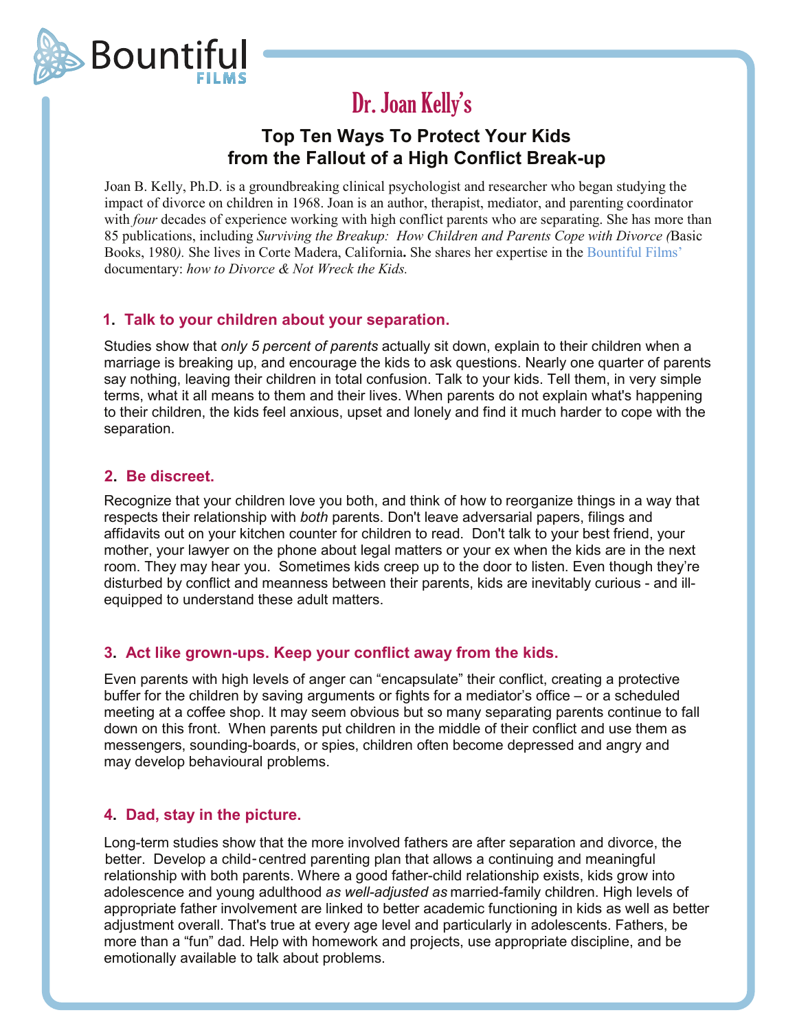Bountiful FILMS

# Dr. Joan Kelly's

## Top Ten Ways To Protect Your Kids from the Fallout of a High Conflict Break-up

Joan B. Kelly, Ph.D. is a groundbreaking clinical psychologist and researcher who began studying the impact of divorce on children in 1968. Joan is an author, therapist, mediator, and parenting coordinator with *four* decades of experience working with high conflict parents who are separating. She has more than 85 publications, including *Surviving the Breakup: How Children and Parents Cope with Divorce (*Basic Books, 1980*).* She lives in Corte Madera, California**.** She shares her expertise in the Bountiful Films' documentary: *how to Divorce & Not Wreck the Kids.*

### 1. Talk to your children about your separation.

Studies show that *only 5 percent of parents* actually sit down, explain to their children when a marriage is breaking up, and encourage the kids to ask questions. Nearly one quarter of parents say nothing, leaving their children in total confusion. Talk to your kids. Tell them, in very simple terms, what it all means to them and their lives. When parents do not explain what's happening to their children, the kids feel anxious, upset and lonely and find it much harder to cope with the separation.

### 2. Be discreet.

Recognize that your children love you both, and think of how to reorganize things in a way that respects their relationship with *both* parents. Don't leave adversarial papers, filings and affidavits out on your kitchen counter for children to read. Don't talk to your best friend, your mother, your lawyer on the phone about legal matters or your ex when the kids are in the next room. They may hear you. Sometimes kids creep up to the door to listen. Even though they're disturbed by conflict and meanness between their parents, kids are inevitably curious - and ill-equipped to understand these adult matters.

### 3. Act like grown-ups. Keep your conflict away from the kids.

Even parents with high levels of anger can "encapsulate" their conflict, creating a protective buffer for the children by saving arguments or fights for a mediator's office – or a scheduled meeting at a coffee shop. It may seem obvious but so many separating parents continue to fall down on this front. When parents put children in the middle of their conflict and use them as messengers, sounding-boards, or spies, children often become depressed and angry and may develop behavioural problems.

### 4. Dad, stay in the picture.

Long-term studies show that the more involved fathers are after separation and divorce, the better. Develop a child-centred parenting plan that allows a continuing and meaningful relationship with both parents. Where a good father-child relationship exists, kids grow into adolescence and young adulthood *as well-adjusted as* married-family children. High levels of appropriate father involvement are linked to better academic functioning in kids as well as better adjustment overall. That's true at every age level and particularly in adolescents. Fathers, be more than a "fun" dad. Help with homework and projects, use appropriate discipline, and be emotionally available to talk about problems.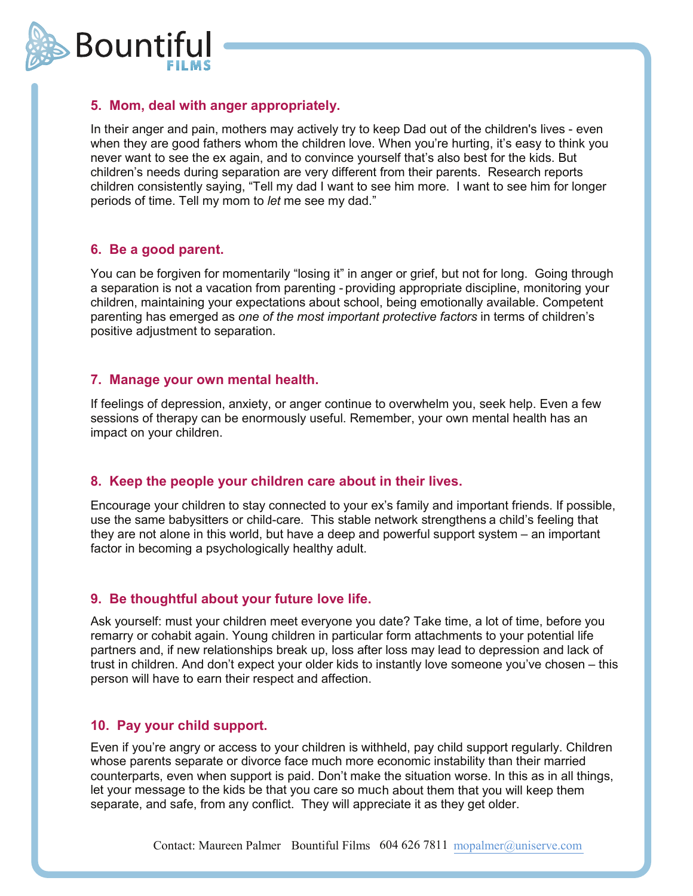## 5. Mom, deal with anger appropriately.

In their anger and pain, mothers may actively try to keep Dad out of the children's lives - even when they are good fathers whom the children love. When you're hurting, it's easy to think you never want to see the ex again, and to convince yourself that's also best for the kids. But children's needs during separation are very different from their parents. Research reports children consistently saying, "Tell my dad I want to see him more. I want to see him for longer periods of time. Tell my mom to *let* me see my dad."

## 6. Be a good parent.

You can be forgiven for momentarily "losing it" in anger or grief, but not for long. Going through a separation is not a vacation from parenting - providing appropriate discipline, monitoring your children, maintaining your expectations about school, being emotionally available. Competent parenting has emerged as *one of the most important protective factors* in terms of children's positive adjustment to separation.

## 7. Manage your own mental health.

If feelings of depression, anxiety, or anger continue to overwhelm you, seek help. Even a few sessions of therapy can be enormously useful. Remember, your own mental health has an impact on your children.

## 8. Keep the people your children care about in their lives.

Encourage your children to stay connected to your ex's family and important friends. If possible, use the same babysitters or child-care. This stable network strengthens a child's feeling that they are not alone in this world, but have a deep and powerful support system – an important factor in becoming a psychologically healthy adult.

## 9. Be thoughtful about your future love life.

Ask yourself: must your children meet everyone you date? Take time, a lot of time, before you remarry or cohabit again. Young children in particular form attachments to your potential life partners and, if new relationships break up, loss after loss may lead to depression and lack of trust in children. And don't expect your older kids to instantly love someone you've chosen – this person will have to earn their respect and affection.

## 10. Pay your child support.

Even if you're angry or access to your children is withheld, pay child support regularly. Children whose parents separate or divorce face much more economic instability than their married counterparts, even when support is paid. Don't make the situation worse. In this as in all things, let your message to the kids be that you care so much about them that you will keep them separate, and safe, from any conflict. They will appreciate it as they get older.

Contact: Maureen Palmer Bountiful Films 604 626 7811 mopalmer@uniserve.com